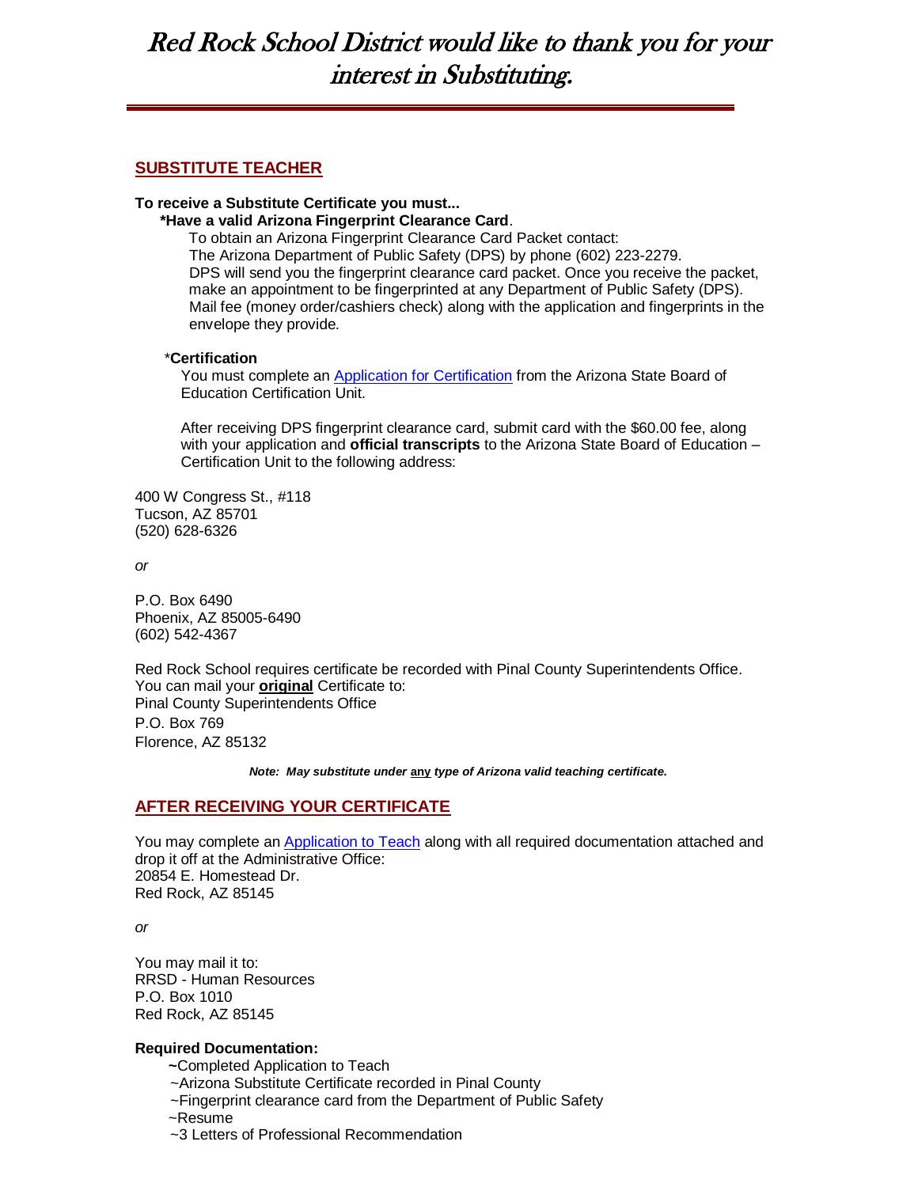# Red Rock School District would like to thank you for your interest in Substituting.

## SUBSTITUTE TEACHER

**To receive a Substitute Certificate you must...**

**\*Have a valid Arizona Fingerprint Clearance Card**.

To obtain an Arizona Fingerprint Clearance Card Packet contact:
The Arizona Department of Public Safety (DPS) by phone (602) 223-2279.
DPS will send you the fingerprint clearance card packet. Once you receive the packet, make an appointment to be fingerprinted at any Department of Public Safety (DPS). Mail fee (money order/cashiers check) along with the application and fingerprints in the envelope they provide.

\***Certification**

You must complete an [Application for Certification] from the Arizona State Board of Education Certification Unit.

After receiving DPS fingerprint clearance card, submit card with the $60.00 fee, along with your application and **official transcripts** to the Arizona State Board of Education – Certification Unit to the following address:

400 W Congress St., #118
Tucson, AZ 85701
(520) 628-6326

*or*

P.O. Box 6490
Phoenix, AZ 85005-6490
(602) 542-4367

Red Rock School requires certificate be recorded with Pinal County Superintendents Office.
You can mail your **original** Certificate to:
Pinal County Superintendents Office
P.O. Box 769
Florence, AZ 85132

***Note: May substitute under any type of Arizona valid teaching certificate.***

## AFTER RECEIVING YOUR CERTIFICATE

You may complete an [Application to Teach] along with all required documentation attached and drop it off at the Administrative Office:
20854 E. Homestead Dr.
Red Rock, AZ 85145

*or*

You may mail it to:
RRSD - Human Resources
P.O. Box 1010
Red Rock, AZ 85145

**Required Documentation:**

~Completed Application to Teach
~Arizona Substitute Certificate recorded in Pinal County
~Fingerprint clearance card from the Department of Public Safety
~Resume
~3 Letters of Professional Recommendation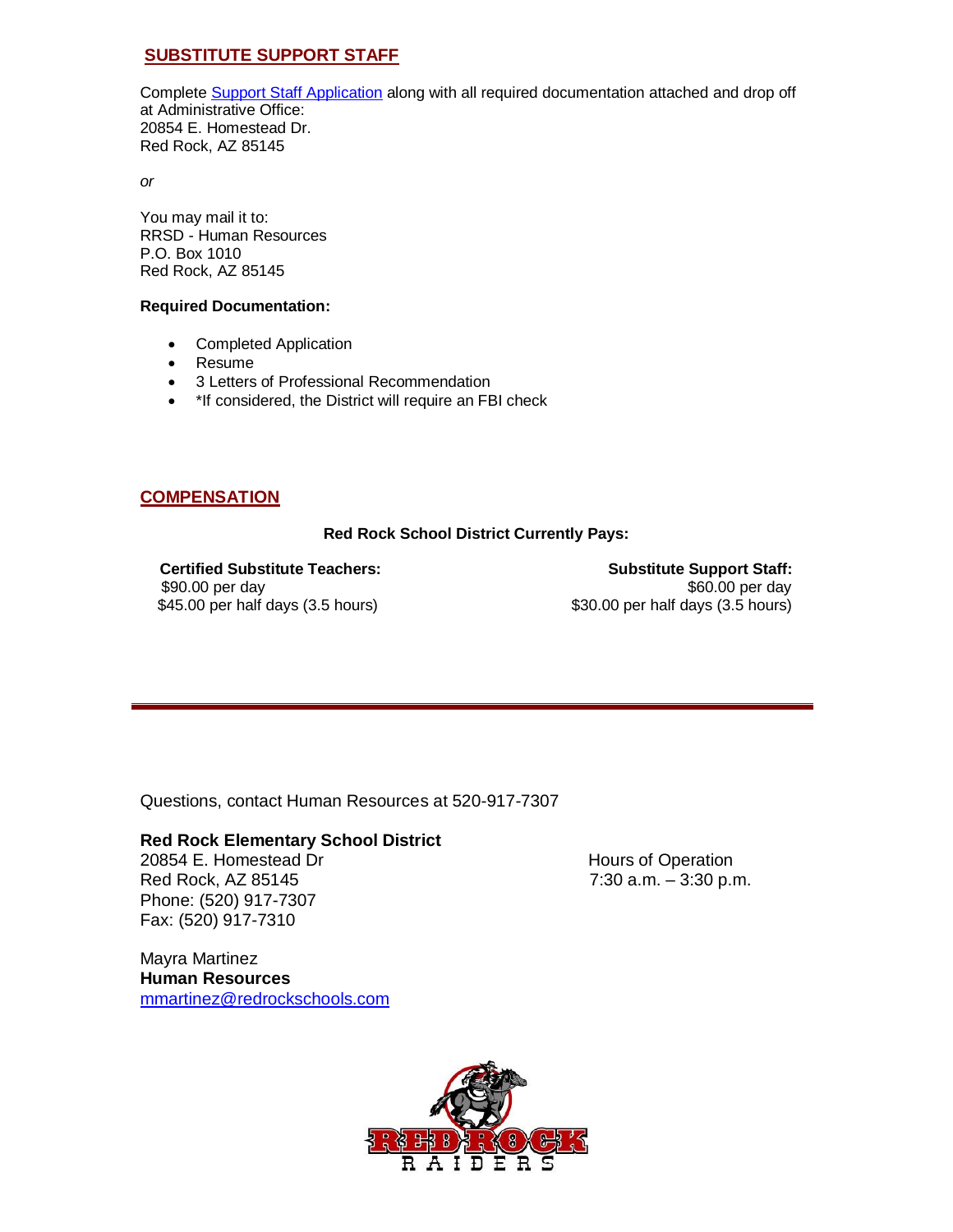## SUBSTITUTE SUPPORT STAFF

Complete Support Staff Application along with all required documentation attached and drop off at Administrative Office:
20854 E. Homestead Dr.
Red Rock, AZ 85145

*or*

You may mail it to:
RRSD - Human Resources
P.O. Box 1010
Red Rock, AZ 85145

**Required Documentation:**

- Completed Application
- Resume
- 3 Letters of Professional Recommendation
- *If considered, the District will require an FBI check

## COMPENSATION

**Red Rock School District Currently Pays:**

**Certified Substitute Teachers:**
$90.00 per day
$45.00 per half days (3.5 hours)

**Substitute Support Staff:**
$60.00 per day
$30.00 per half days (3.5 hours)

---

Questions, contact Human Resources at 520-917-7307

**Red Rock Elementary School District**
20854 E. Homestead Dr
Red Rock, AZ 85145
Phone: (520) 917-7307
Fax: (520) 917-7310

Hours of Operation
7:30 a.m. – 3:30 p.m.

Mayra Martinez
**Human Resources**
mmartinez@redrockschools.com

RED ROCK RAIDERS